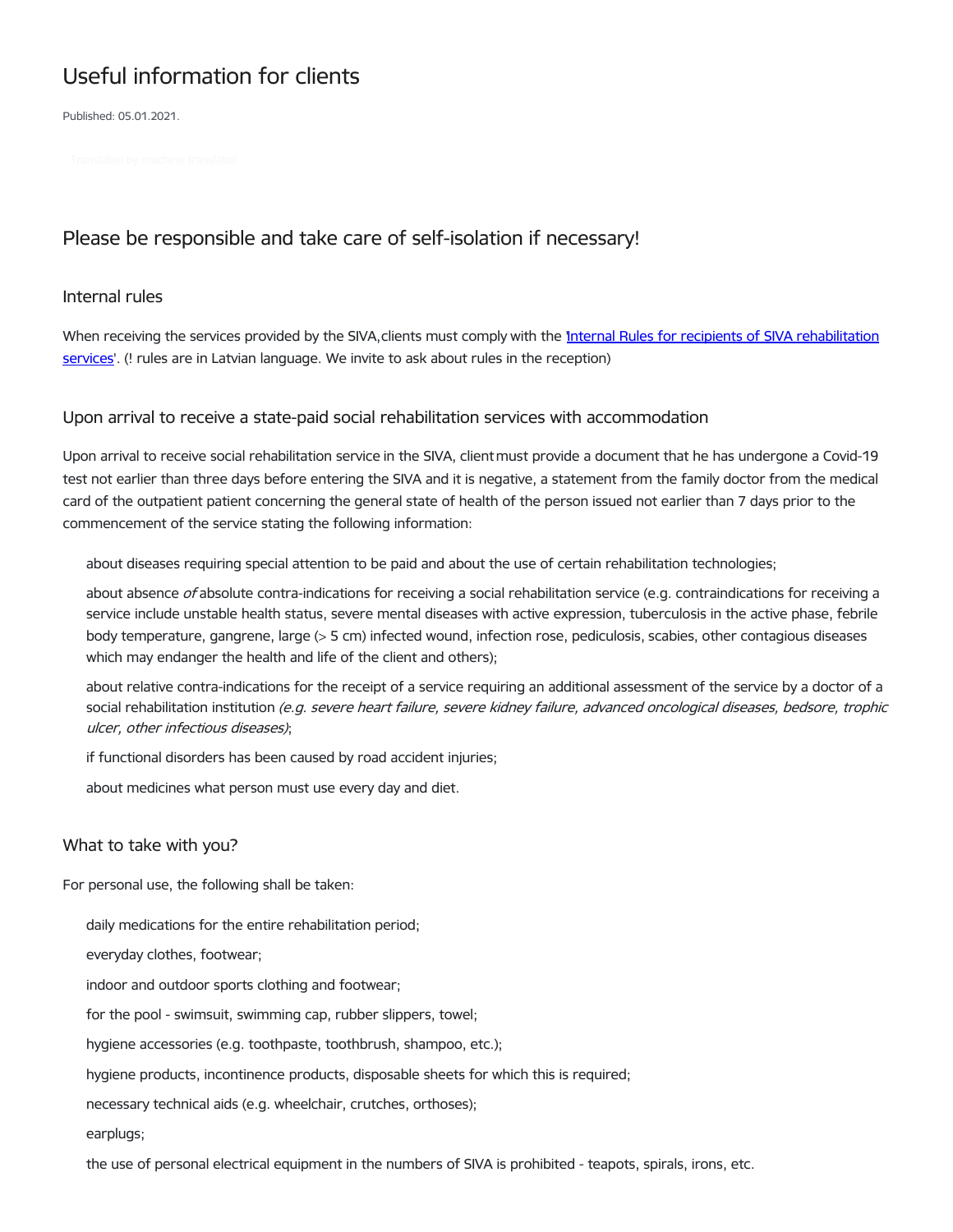# Useful information for clients

Published: 05.01.2021.

Translated by machine translator

## Please be responsible and take care of self-isolation if necessary!

### Internal rules

When receiving the services provided by the SIVA, clients must comply with the '[Internal Rules for recipients of SIVA rehabilitation services]'. (! rules are in Latvian language. We invite to ask about rules in the reception)

### Upon arrival to receive a state-paid social rehabilitation services with accommodation

Upon arrival to receive social rehabilitation service in the SIVA, client must provide a document that he has undergone a Covid-19 test not earlier than three days before entering the SIVA and it is negative, a statement from the family doctor from the medical card of the outpatient patient concerning the general state of health of the person issued not earlier than 7 days prior to the commencement of the service stating the following information:

- about diseases requiring special attention to be paid and about the use of certain rehabilitation technologies;
- about absence *of* absolute contra-indications for receiving a social rehabilitation service (e.g. contraindications for receiving a service include unstable health status, severe mental diseases with active expression, tuberculosis in the active phase, febrile body temperature, gangrene, large (> 5 cm) infected wound, infection rose, pediculosis, scabies, other contagious diseases which may endanger the health and life of the client and others);
- about relative contra-indications for the receipt of a service requiring an additional assessment of the service by a doctor of a social rehabilitation institution *(e.g. severe heart failure, severe kidney failure, advanced oncological diseases, bedsore, trophic ulcer, other infectious diseases)*;
- if functional disorders has been caused by road accident injuries;
- about medicines what person must use every day and diet.

### What to take with you?

For personal use, the following shall be taken:

- daily medications for the entire rehabilitation period;
- everyday clothes, footwear;
- indoor and outdoor sports clothing and footwear;
- for the pool - swimsuit, swimming cap, rubber slippers, towel;
- hygiene accessories (e.g. toothpaste, toothbrush, shampoo, etc.);
- hygiene products, incontinence products, disposable sheets for which this is required;
- necessary technical aids (e.g. wheelchair, crutches, orthoses);
- earplugs;
- the use of personal electrical equipment in the numbers of SIVA is prohibited - teapots, spirals, irons, etc.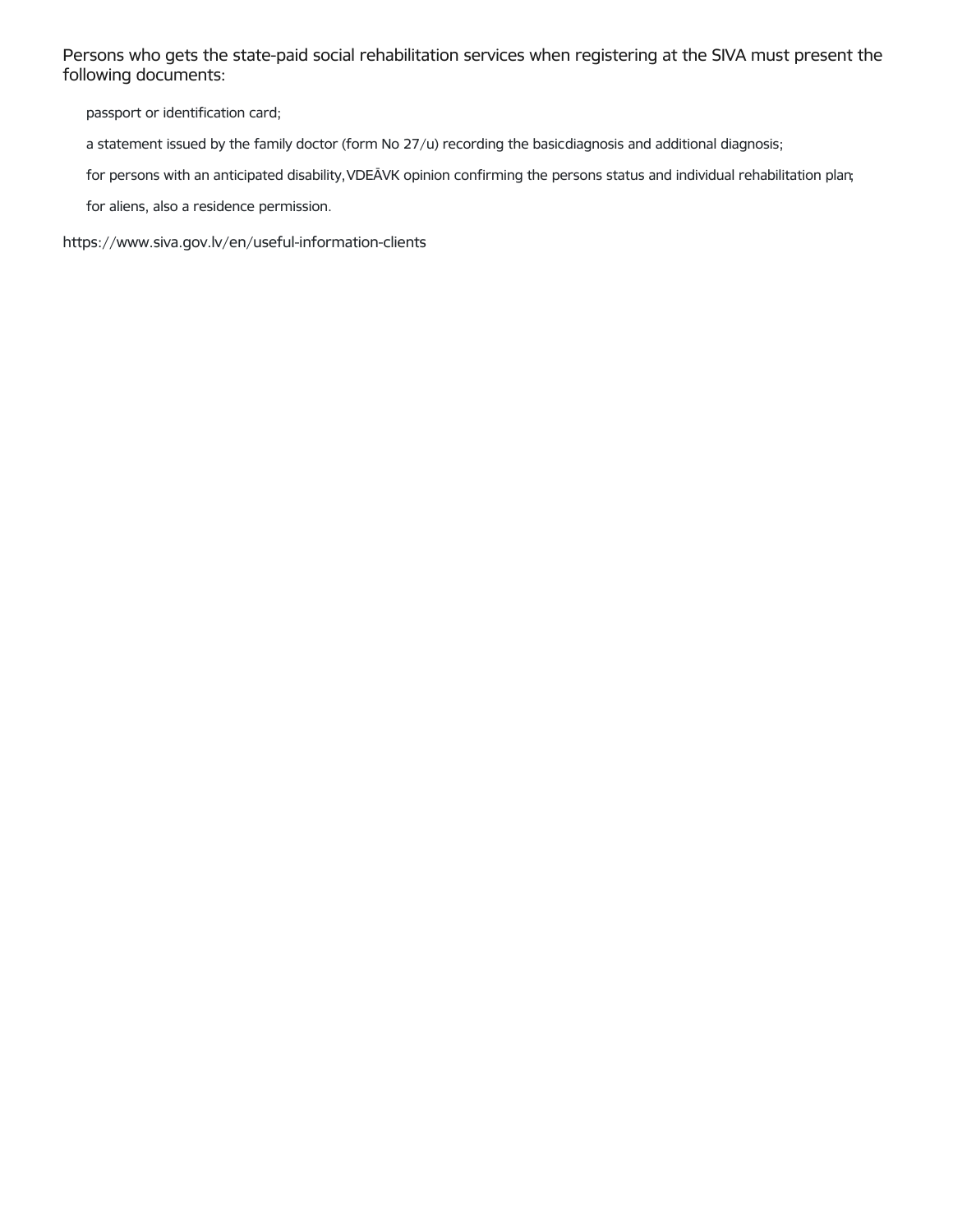Persons who gets the state-paid social rehabilitation services when registering at the SIVA must present the following documents:

- passport or identification card;
- a statement issued by the family doctor (form No 27/u) recording the basicdiagnosis and additional diagnosis;
- for persons with an anticipated disability, VDEĀVK opinion confirming the persons status and individual rehabilitation plan;
- for aliens, also a residence permission.

https://www.siva.gov.lv/en/useful-information-clients